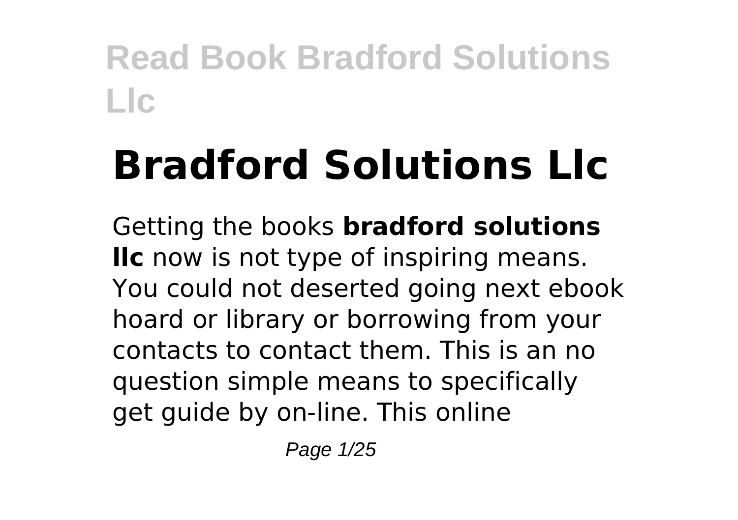# Bradford Solutions Llc

Getting the books **bradford solutions llc** now is not type of inspiring means. You could not deserted going next ebook hoard or library or borrowing from your contacts to contact them. This is an no question simple means to specifically get guide by on-line. This online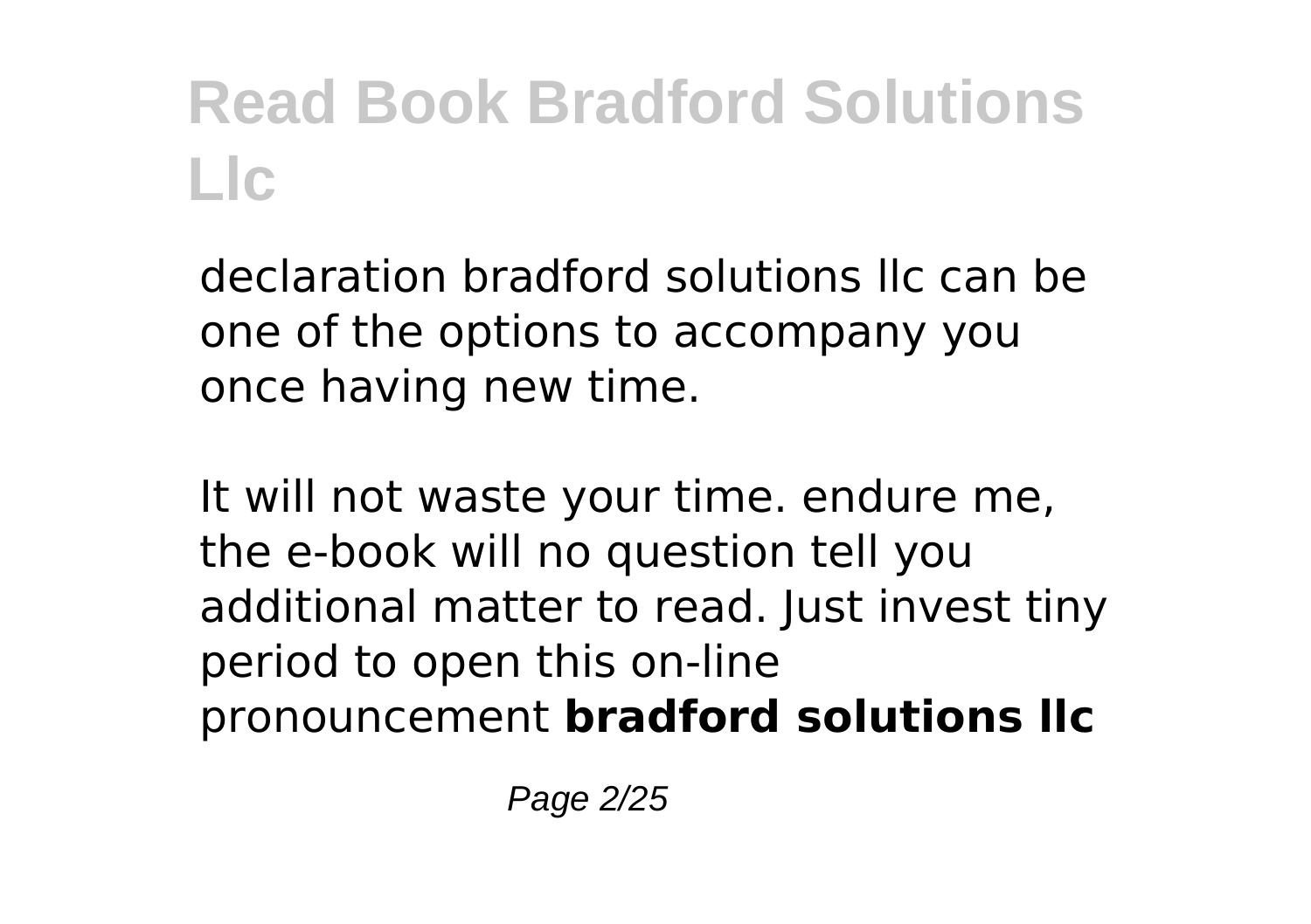declaration bradford solutions llc can be one of the options to accompany you once having new time.

It will not waste your time. endure me, the e-book will no question tell you additional matter to read. Just invest tiny period to open this on-line pronouncement **bradford solutions llc**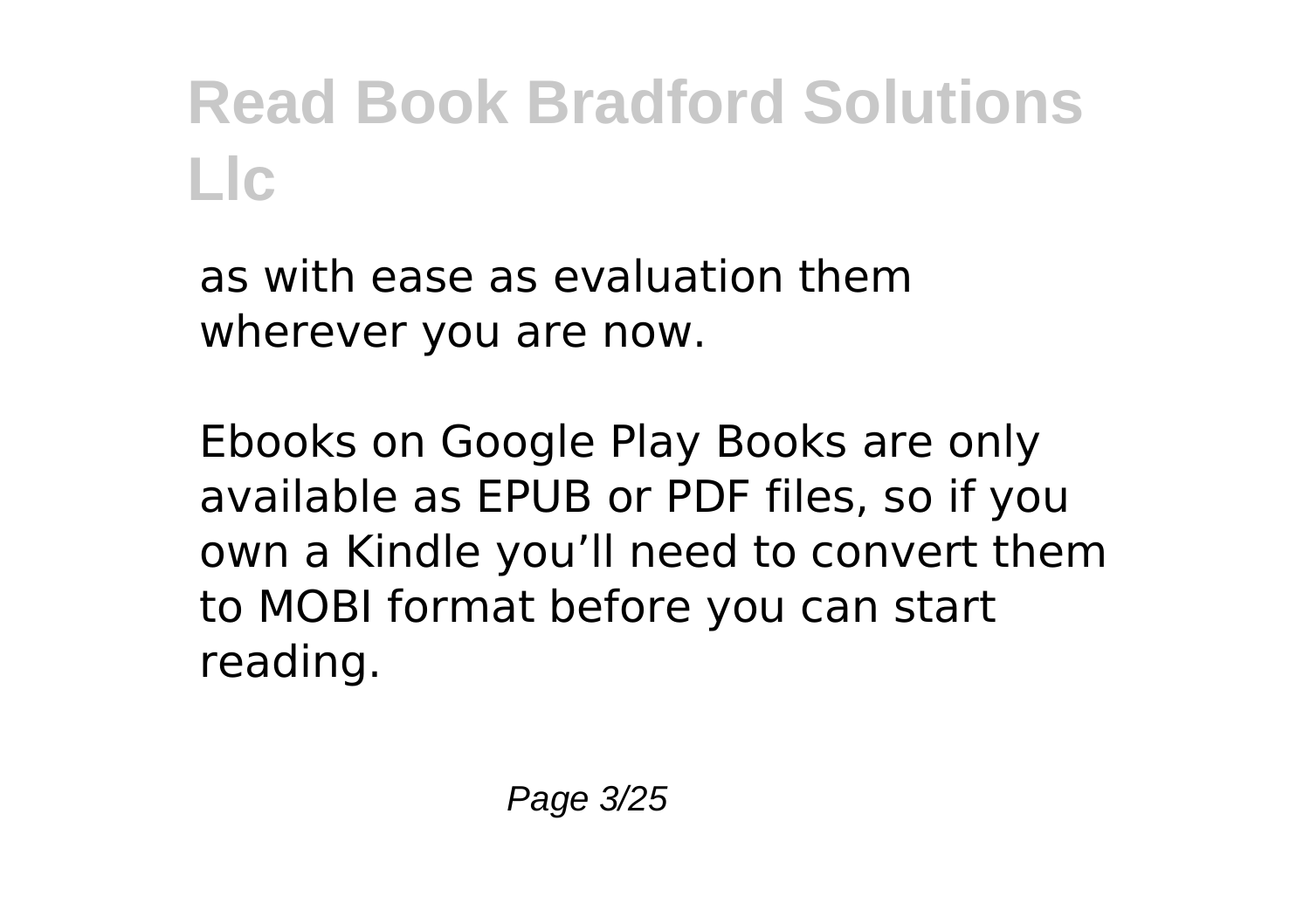as with ease as evaluation them wherever you are now.

Ebooks on Google Play Books are only available as EPUB or PDF files, so if you own a Kindle you'll need to convert them to MOBI format before you can start reading.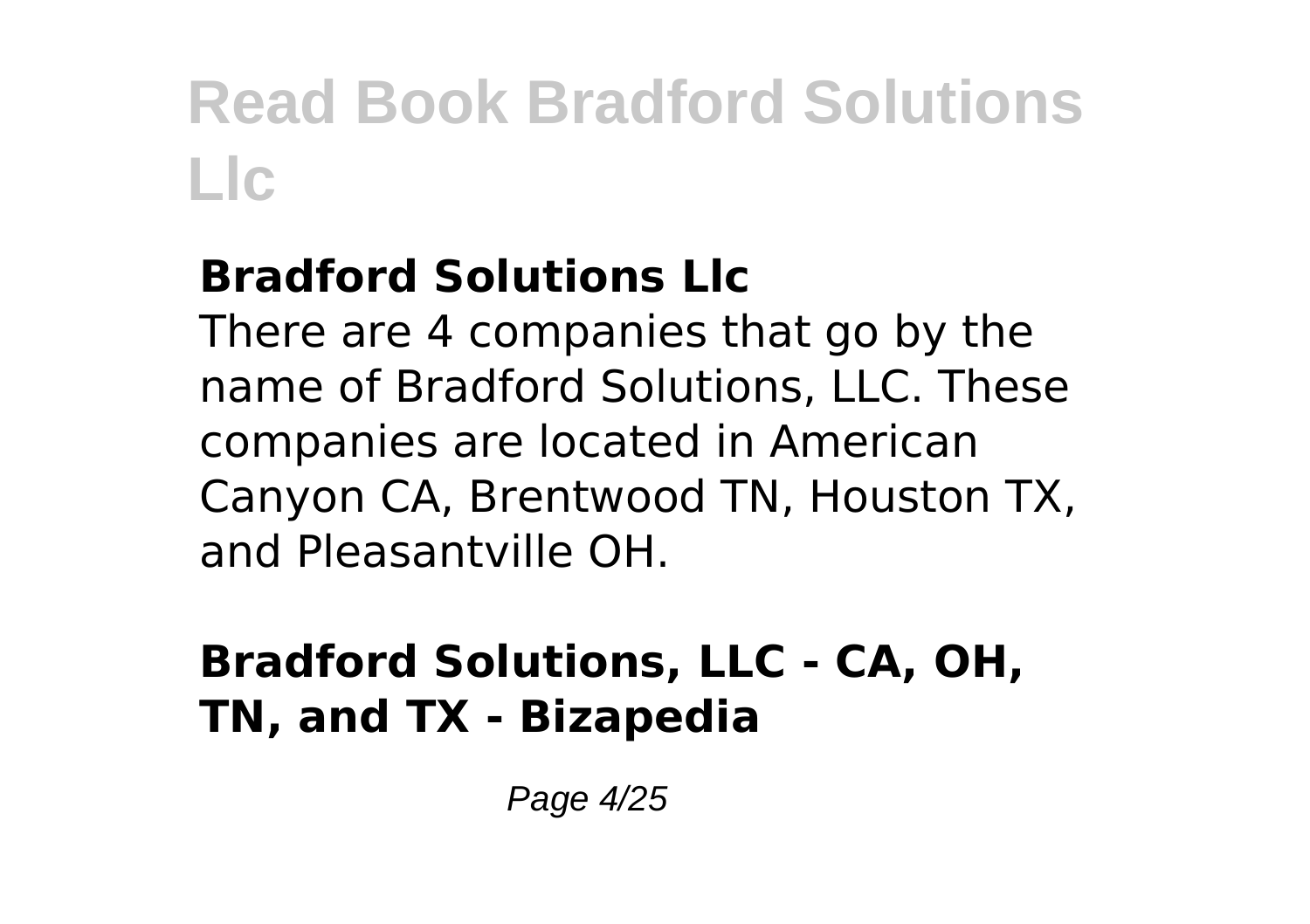### Bradford Solutions Llc

There are 4 companies that go by the name of Bradford Solutions, LLC. These companies are located in American Canyon CA, Brentwood TN, Houston TX, and Pleasantville OH.

### Bradford Solutions, LLC - CA, OH, TN, and TX - Bizapedia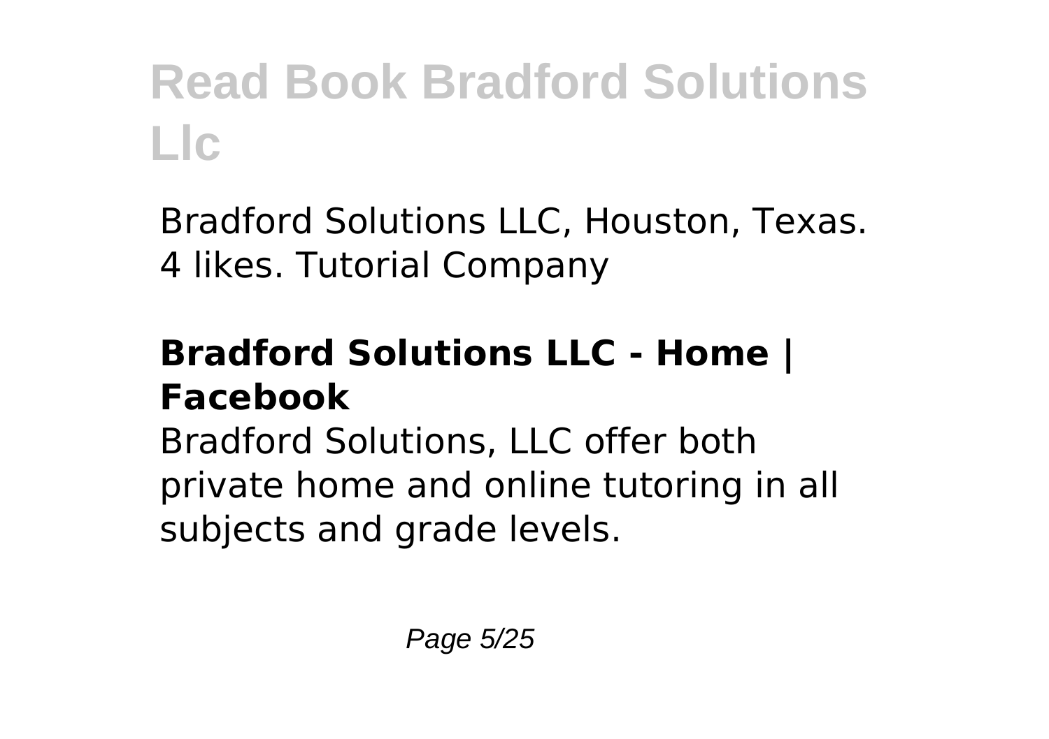Bradford Solutions LLC, Houston, Texas. 4 likes. Tutorial Company

**Bradford Solutions LLC - Home | Facebook**

Bradford Solutions, LLC offer both private home and online tutoring in all subjects and grade levels.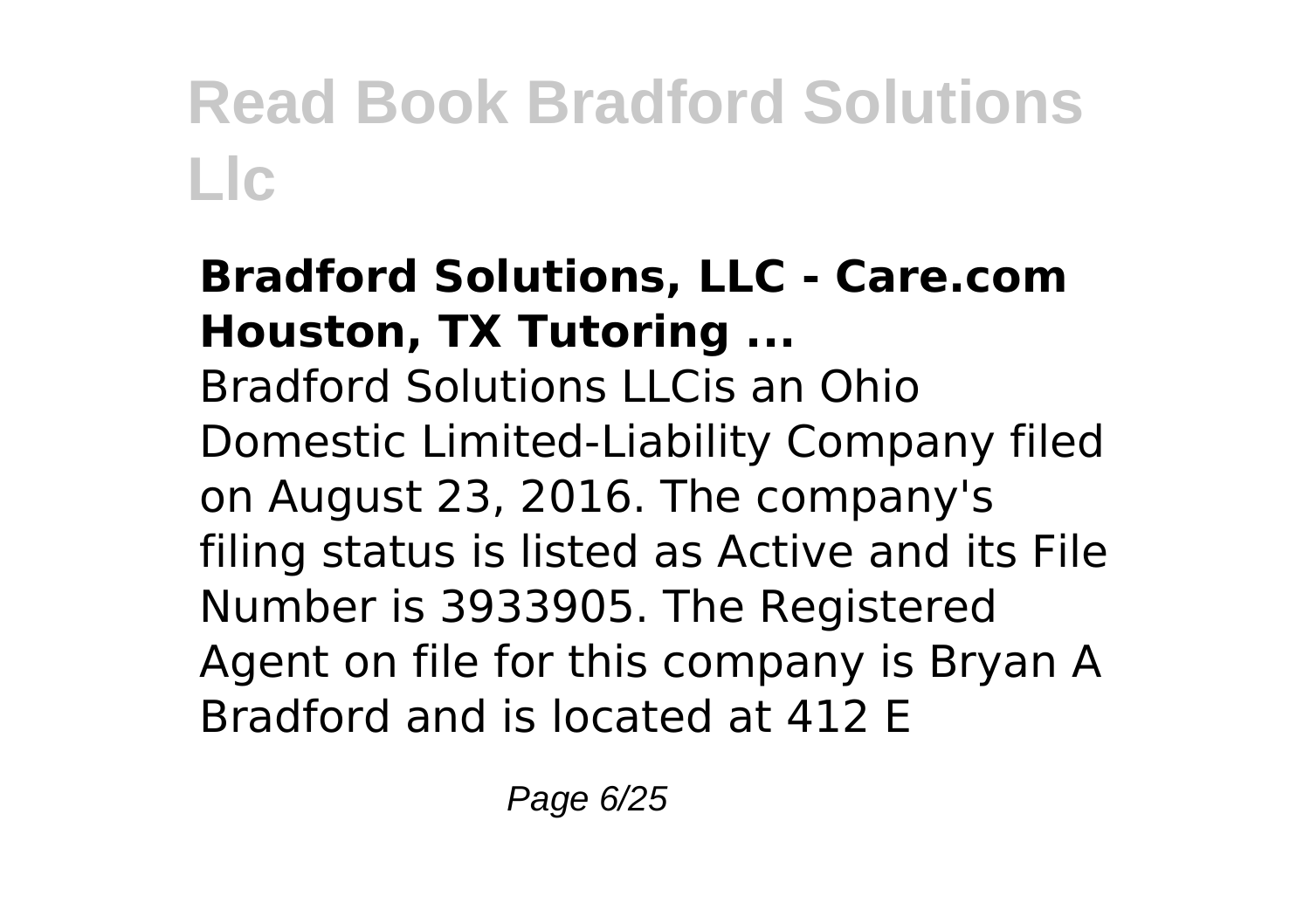**Bradford Solutions, LLC - Care.com Houston, TX Tutoring ...**

Bradford Solutions LLCis an Ohio Domestic Limited-Liability Company filed on August 23, 2016. The company's filing status is listed as Active and its File Number is 3933905. The Registered Agent on file for this company is Bryan A Bradford and is located at 412 E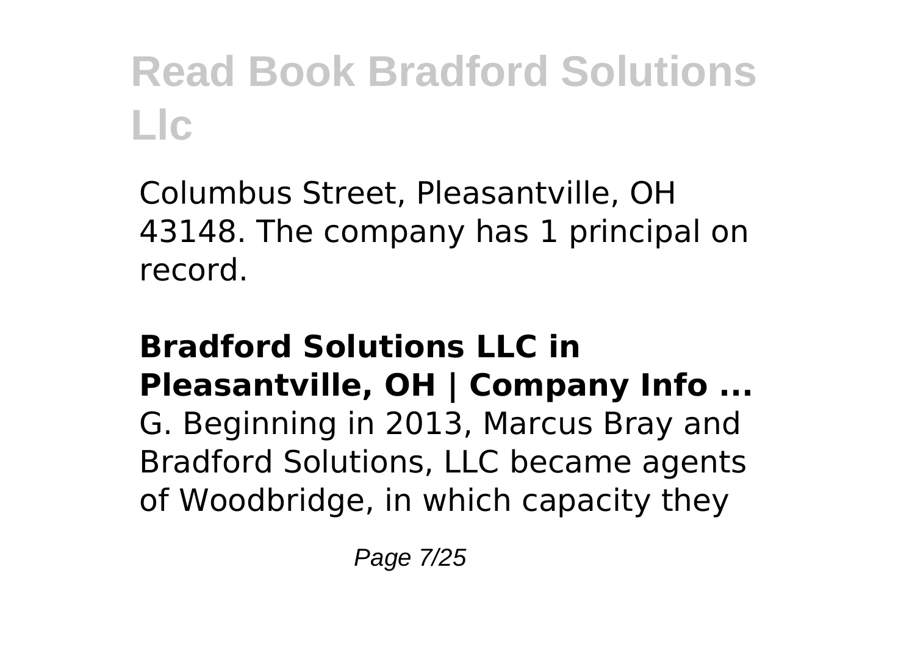Columbus Street, Pleasantville, OH 43148. The company has 1 principal on record.

**Bradford Solutions LLC in Pleasantville, OH | Company Info ...**

G. Beginning in 2013, Marcus Bray and Bradford Solutions, LLC became agents of Woodbridge, in which capacity they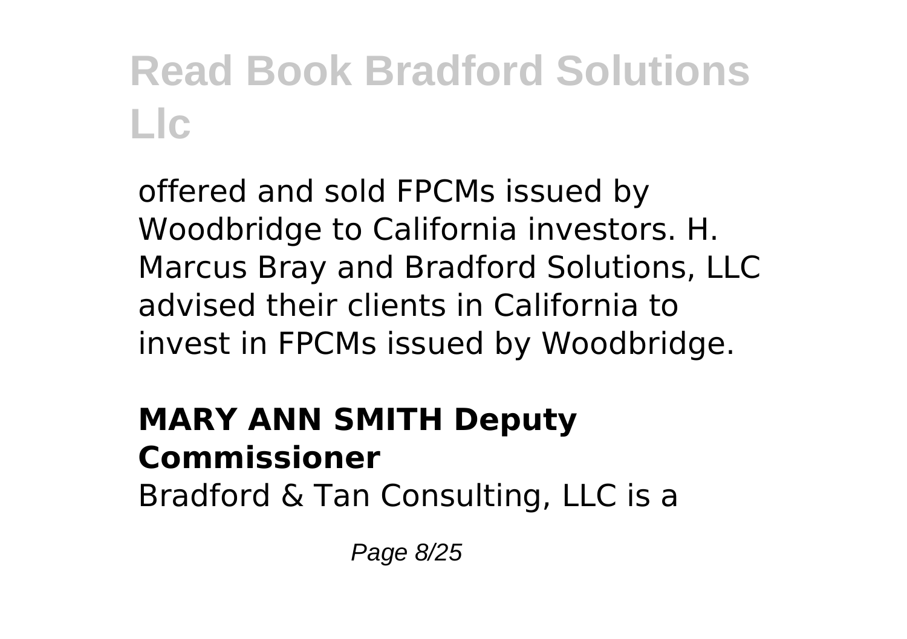offered and sold FPCMs issued by Woodbridge to California investors. H. Marcus Bray and Bradford Solutions, LLC advised their clients in California to invest in FPCMs issued by Woodbridge.

**MARY ANN SMITH Deputy Commissioner**

Bradford & Tan Consulting, LLC is a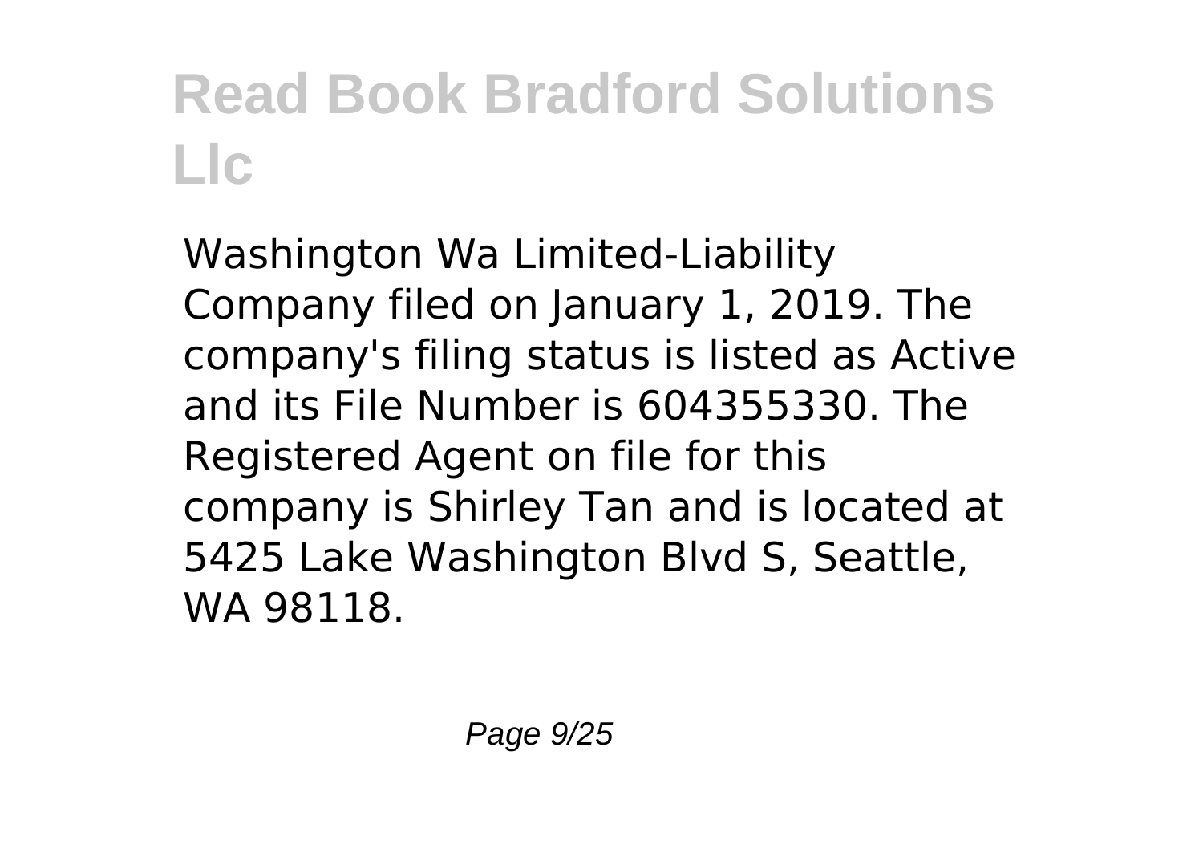# Read Book Bradford Solutions Llc

Washington Wa Limited-Liability Company filed on January 1, 2019. The company's filing status is listed as Active and its File Number is 604355330. The Registered Agent on file for this company is Shirley Tan and is located at 5425 Lake Washington Blvd S, Seattle, WA 98118.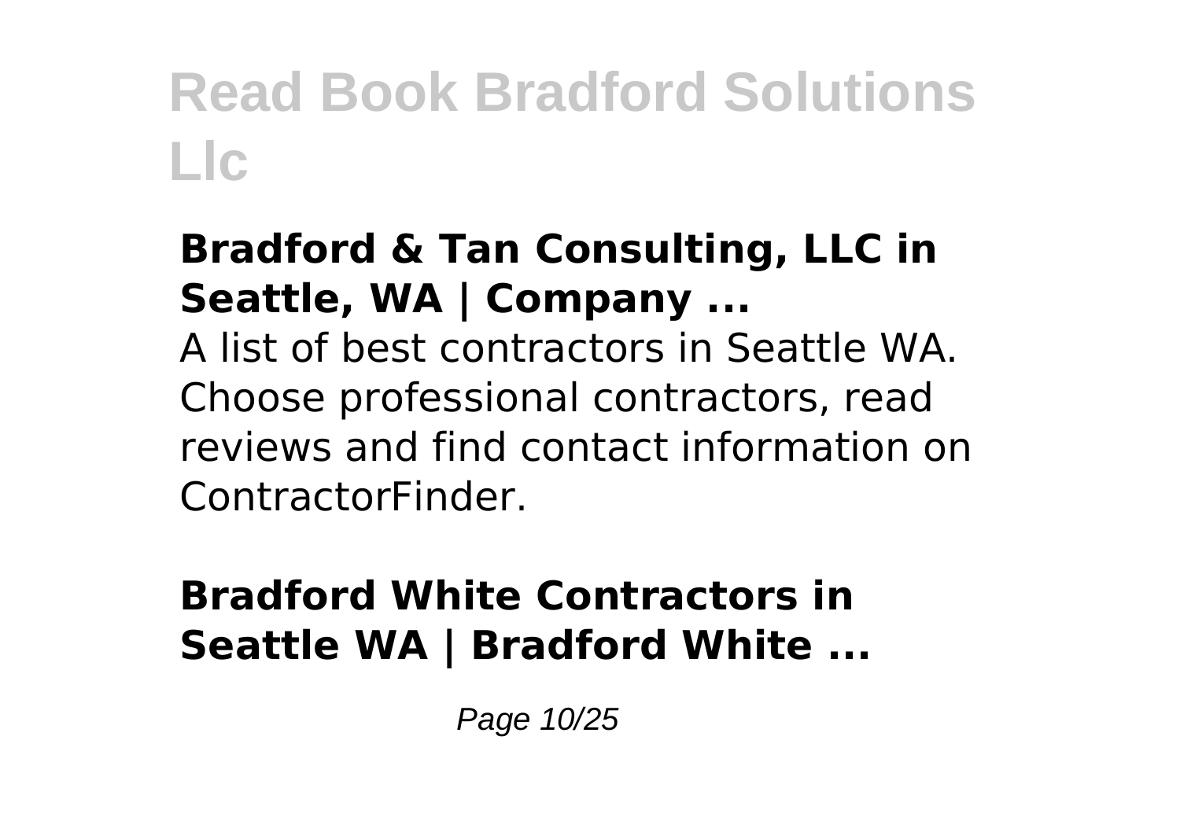### Bradford & Tan Consulting, LLC in Seattle, WA | Company ...

A list of best contractors in Seattle WA. Choose professional contractors, read reviews and find contact information on ContractorFinder.

### Bradford White Contractors in Seattle WA | Bradford White ...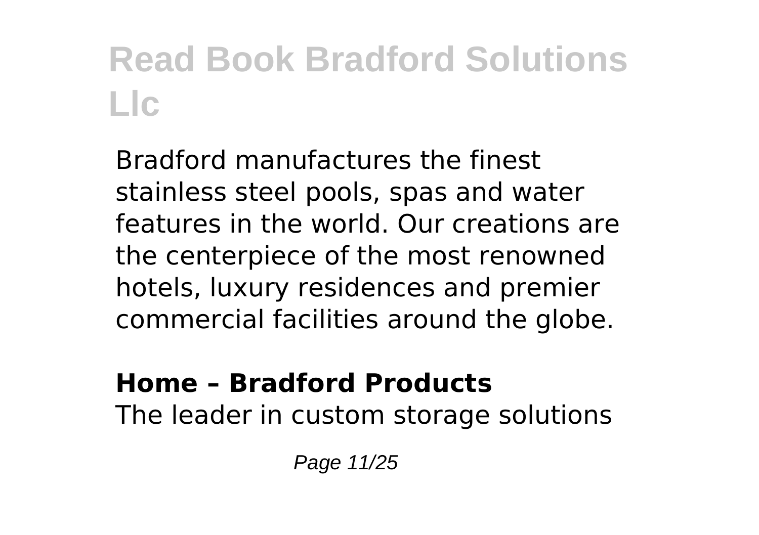Bradford manufactures the finest stainless steel pools, spas and water features in the world. Our creations are the centerpiece of the most renowned hotels, luxury residences and premier commercial facilities around the globe.

**Home – Bradford Products**

The leader in custom storage solutions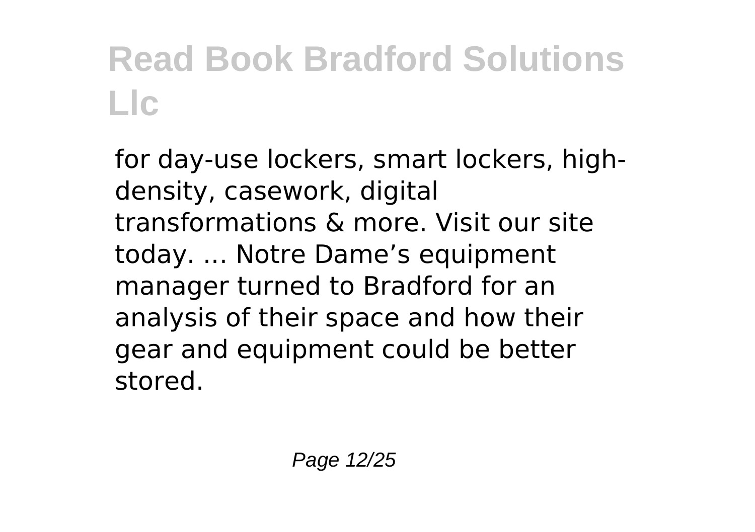# Read Book Bradford Solutions Llc

for day-use lockers, smart lockers, high-density, casework, digital transformations & more. Visit our site today. ... Notre Dame’s equipment manager turned to Bradford for an analysis of their space and how their gear and equipment could be better stored.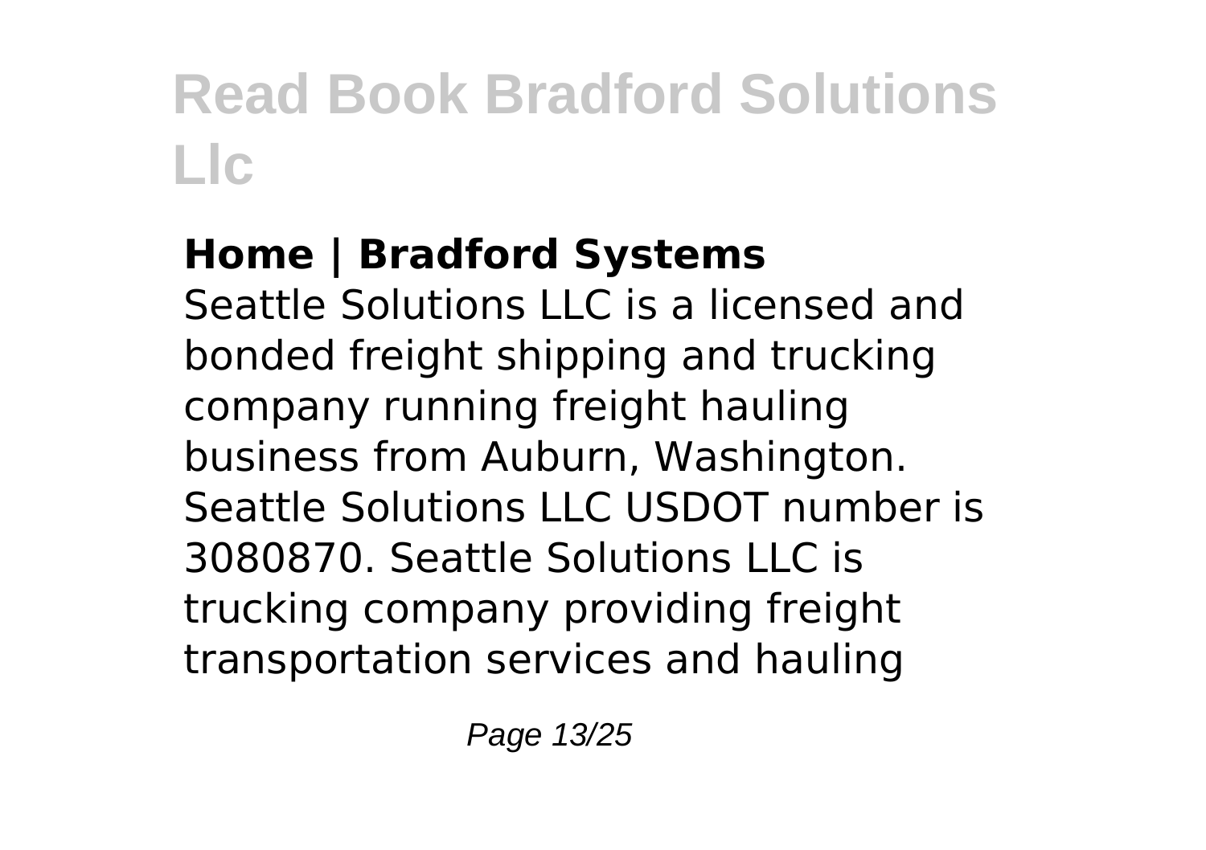### Home | Bradford Systems

Seattle Solutions LLC is a licensed and bonded freight shipping and trucking company running freight hauling business from Auburn, Washington. Seattle Solutions LLC USDOT number is 3080870. Seattle Solutions LLC is trucking company providing freight transportation services and hauling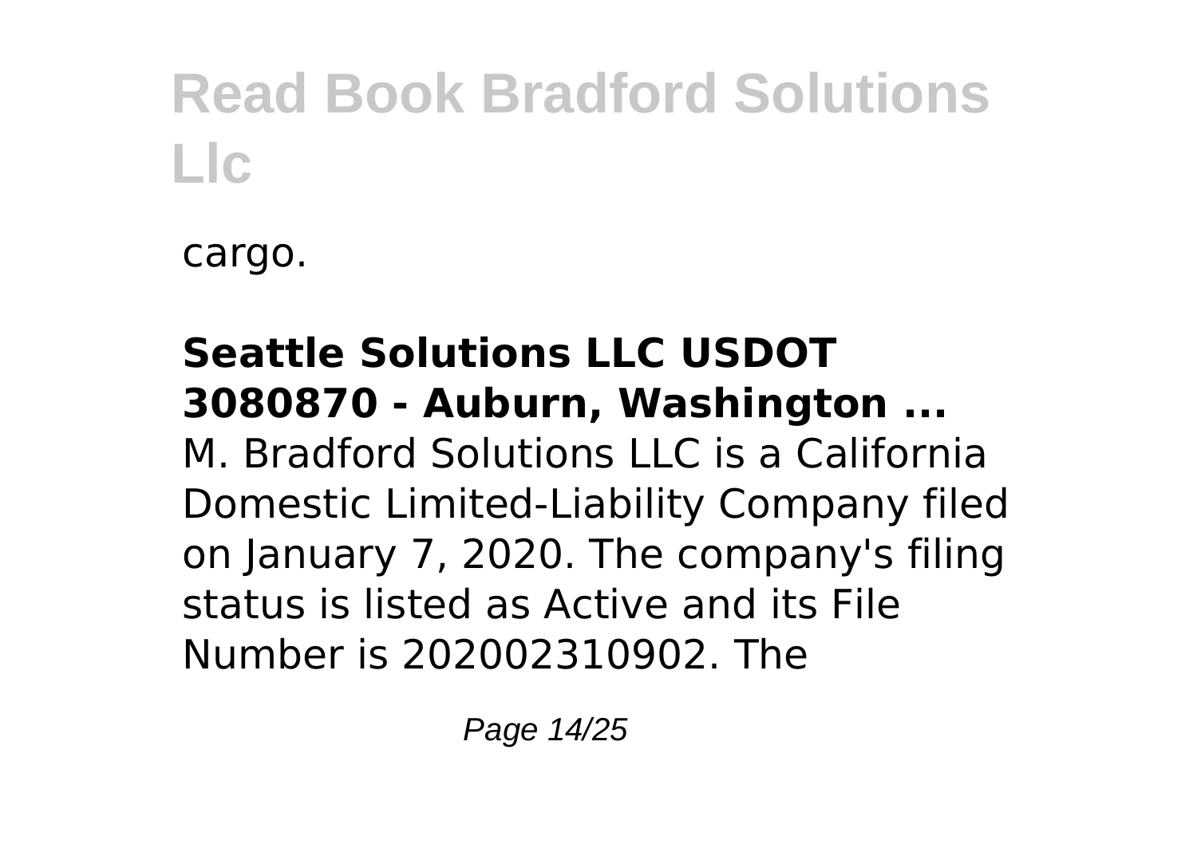cargo.

**Seattle Solutions LLC USDOT 3080870 - Auburn, Washington ...**

M. Bradford Solutions LLC is a California Domestic Limited-Liability Company filed on January 7, 2020. The company's filing status is listed as Active and its File Number is 202002310902. The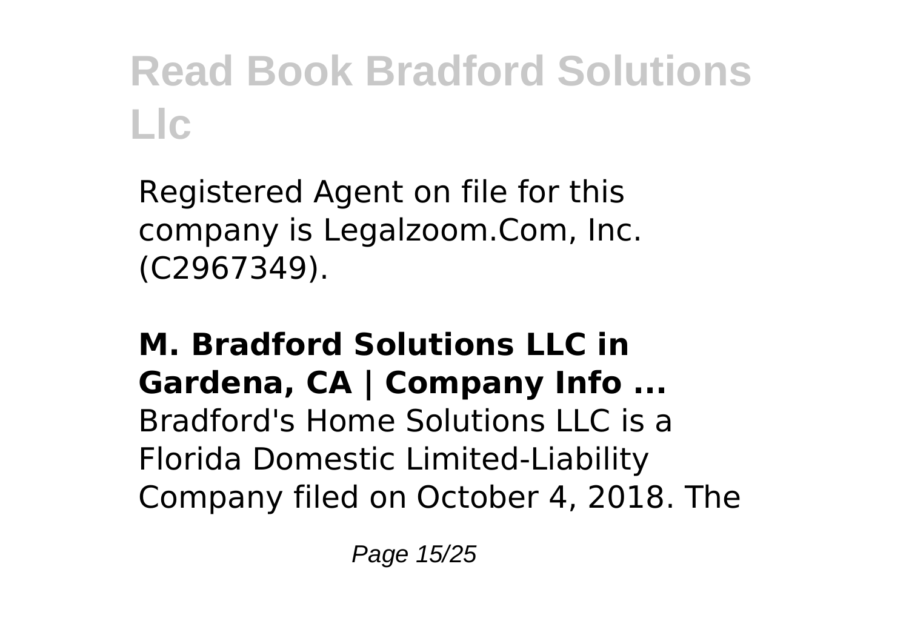Registered Agent on file for this company is Legalzoom.Com, Inc. (C2967349).

**M. Bradford Solutions LLC in Gardena, CA | Company Info ...**

Bradford's Home Solutions LLC is a Florida Domestic Limited-Liability Company filed on October 4, 2018. The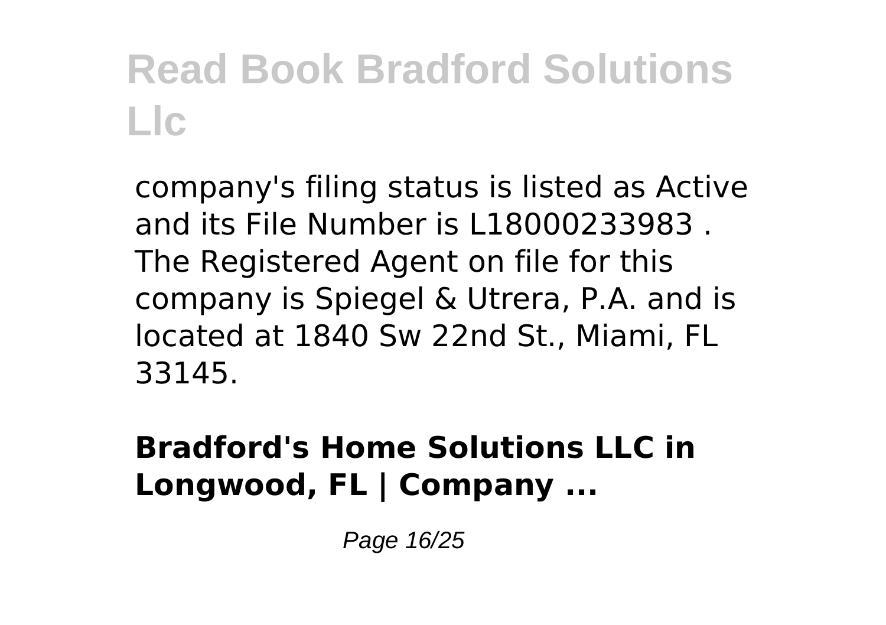company's filing status is listed as Active and its File Number is L18000233983 . The Registered Agent on file for this company is Spiegel & Utrera, P.A. and is located at 1840 Sw 22nd St., Miami, FL 33145.

**Bradford's Home Solutions LLC in Longwood, FL | Company ...**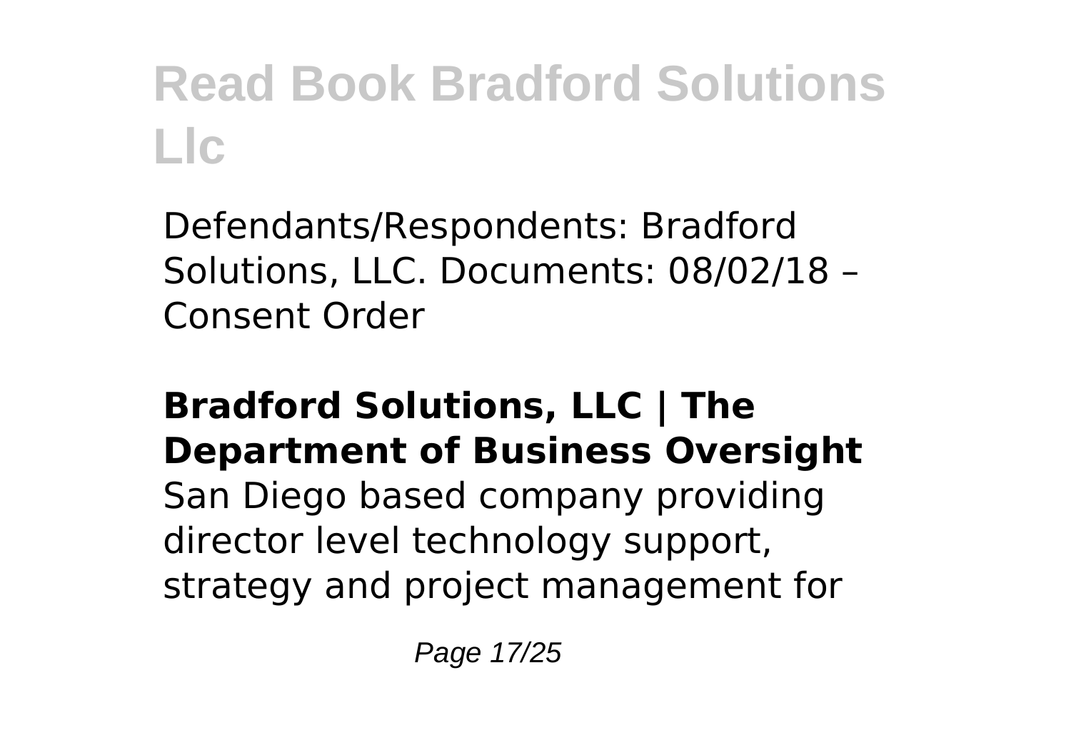Defendants/Respondents: Bradford Solutions, LLC. Documents: 08/02/18 – Consent Order

**Bradford Solutions, LLC | The Department of Business Oversight**

San Diego based company providing director level technology support, strategy and project management for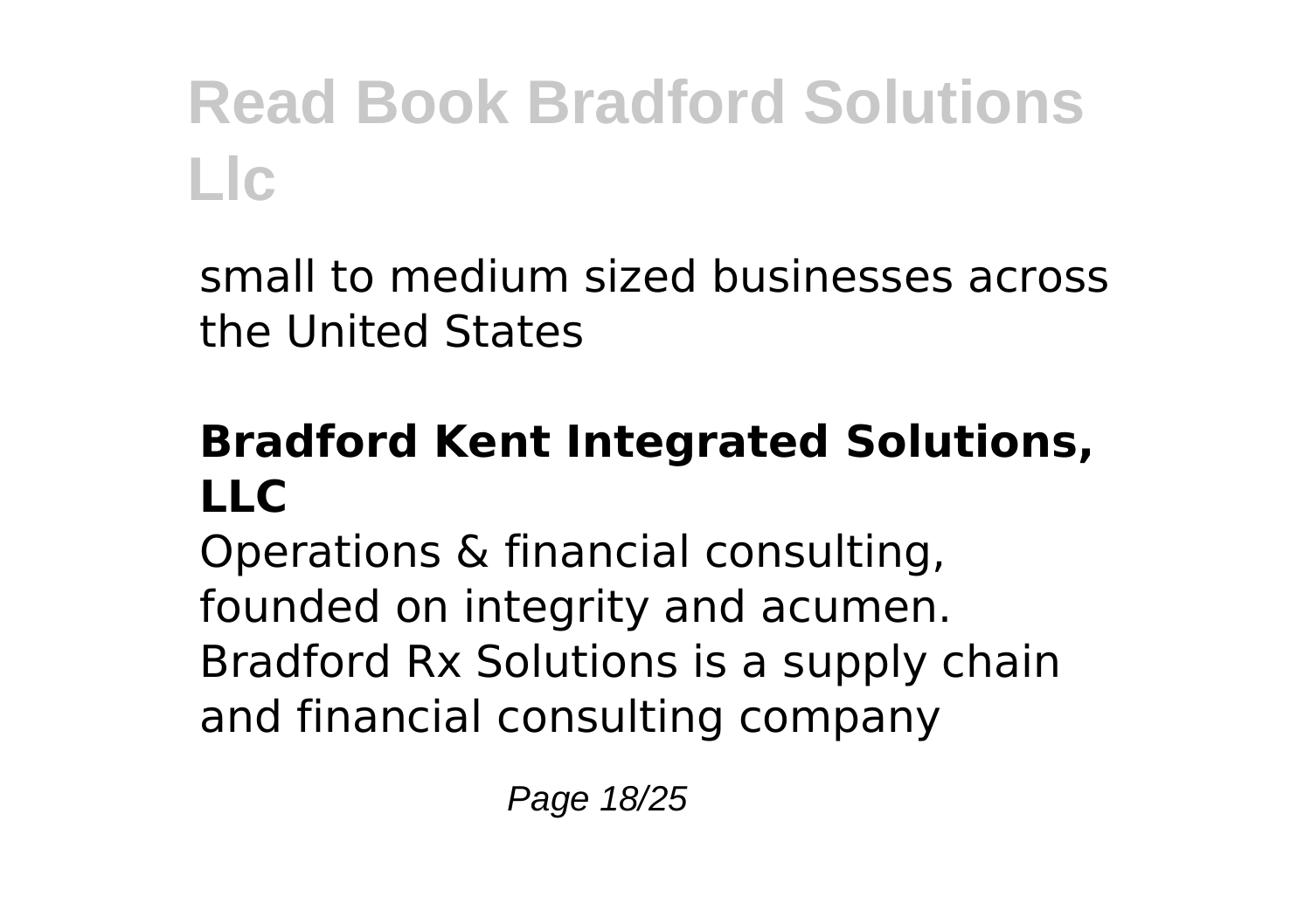small to medium sized businesses across the United States

### Bradford Kent Integrated Solutions, LLC

Operations & financial consulting, founded on integrity and acumen. Bradford Rx Solutions is a supply chain and financial consulting company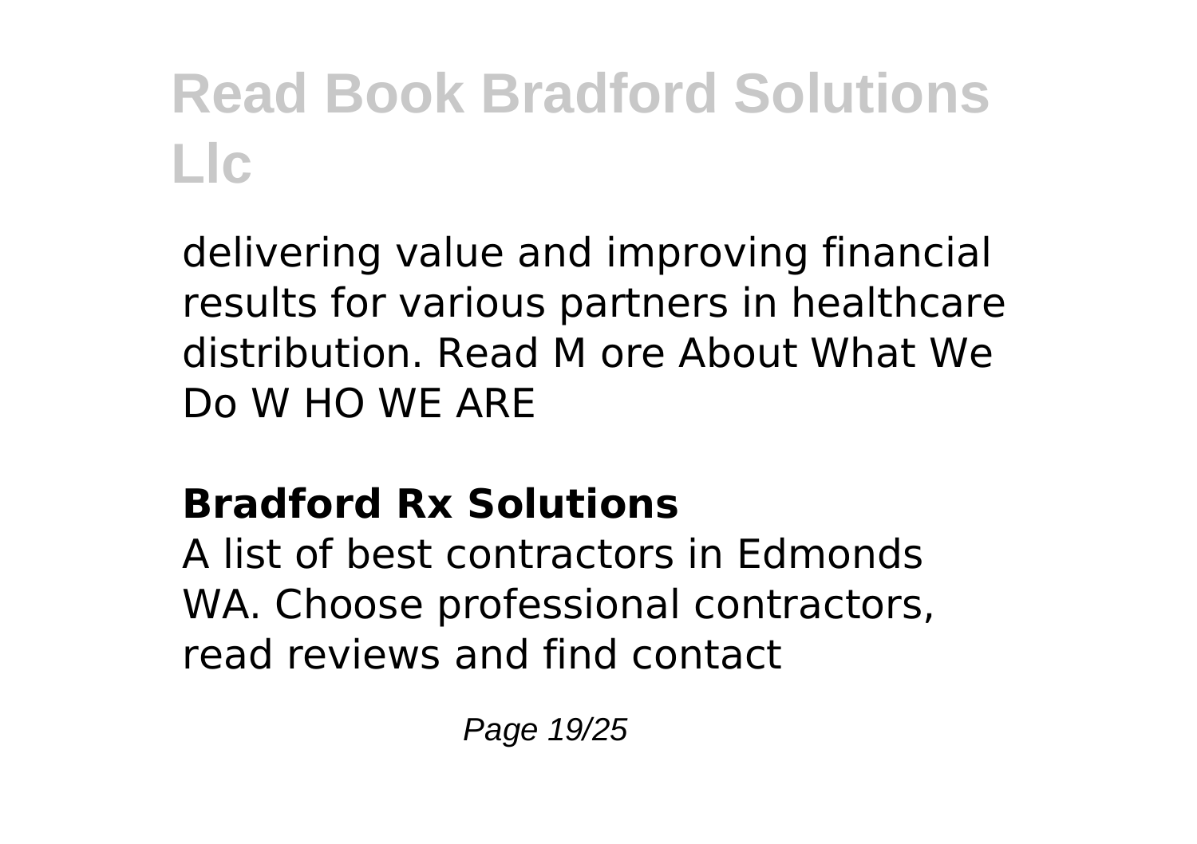delivering value and improving financial results for various partners in healthcare distribution. Read M ore About What We Do W HO WE ARE

### Bradford Rx Solutions

A list of best contractors in Edmonds WA. Choose professional contractors, read reviews and find contact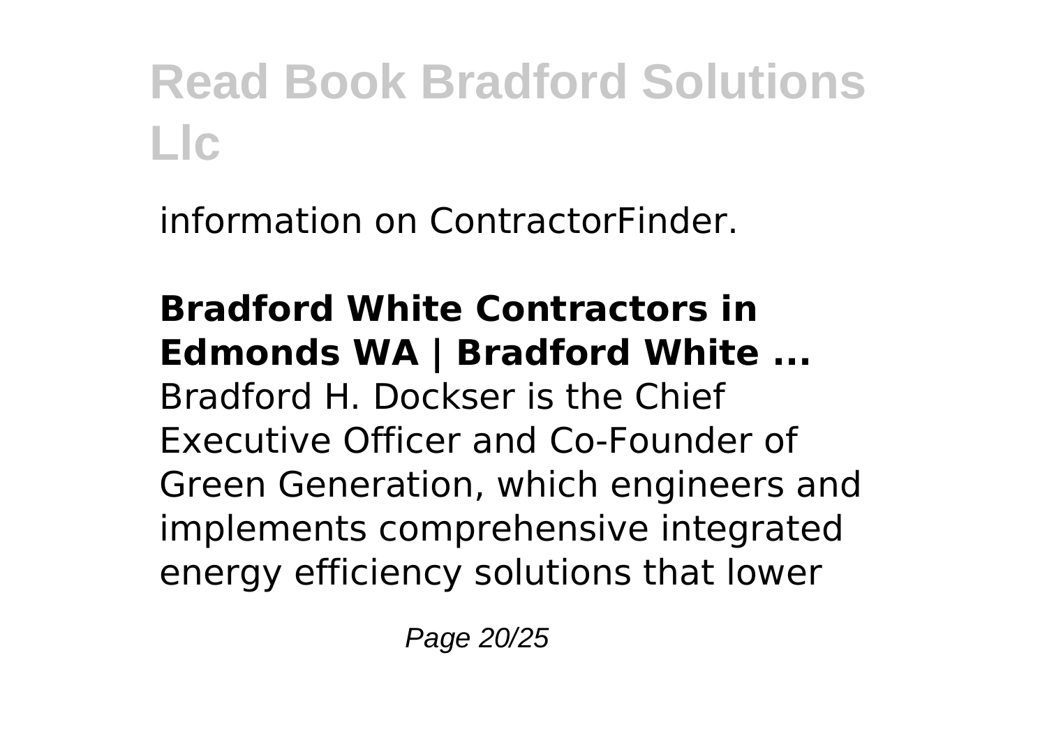information on ContractorFinder.

**Bradford White Contractors in Edmonds WA | Bradford White ...**
Bradford H. Dockser is the Chief Executive Officer and Co-Founder of Green Generation, which engineers and implements comprehensive integrated energy efficiency solutions that lower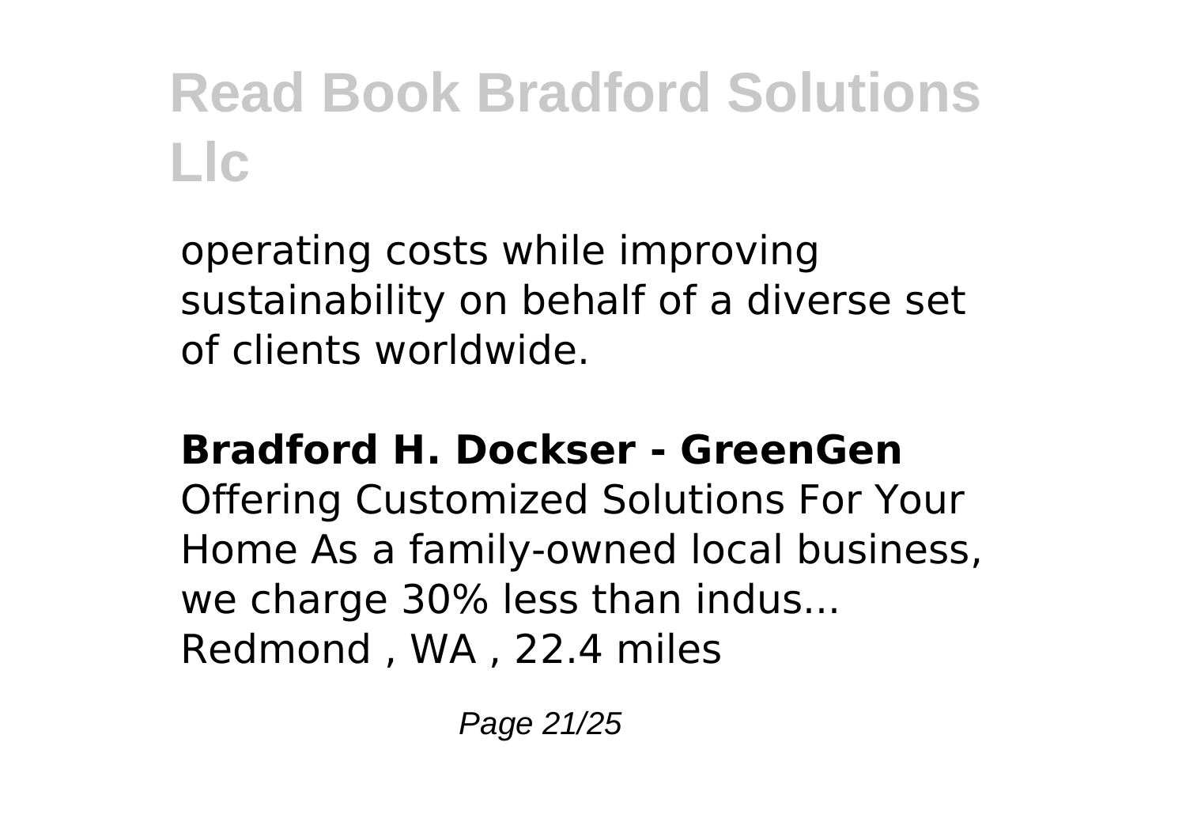operating costs while improving sustainability on behalf of a diverse set of clients worldwide.

**Bradford H. Dockser - GreenGen**

Offering Customized Solutions For Your Home As a family-owned local business, we charge 30% less than indus... Redmond , WA , 22.4 miles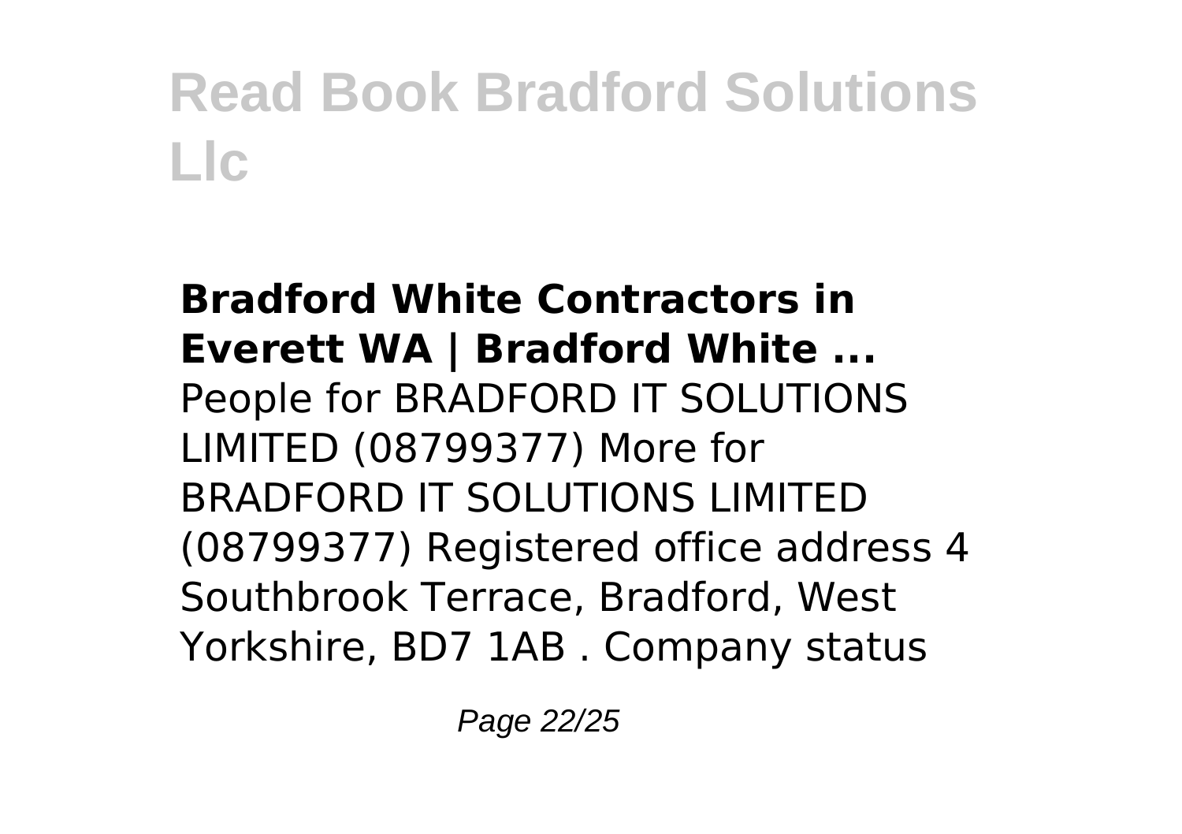**Bradford White Contractors in Everett WA | Bradford White ...**

People for BRADFORD IT SOLUTIONS LIMITED (08799377) More for BRADFORD IT SOLUTIONS LIMITED (08799377) Registered office address 4 Southbrook Terrace, Bradford, West Yorkshire, BD7 1AB . Company status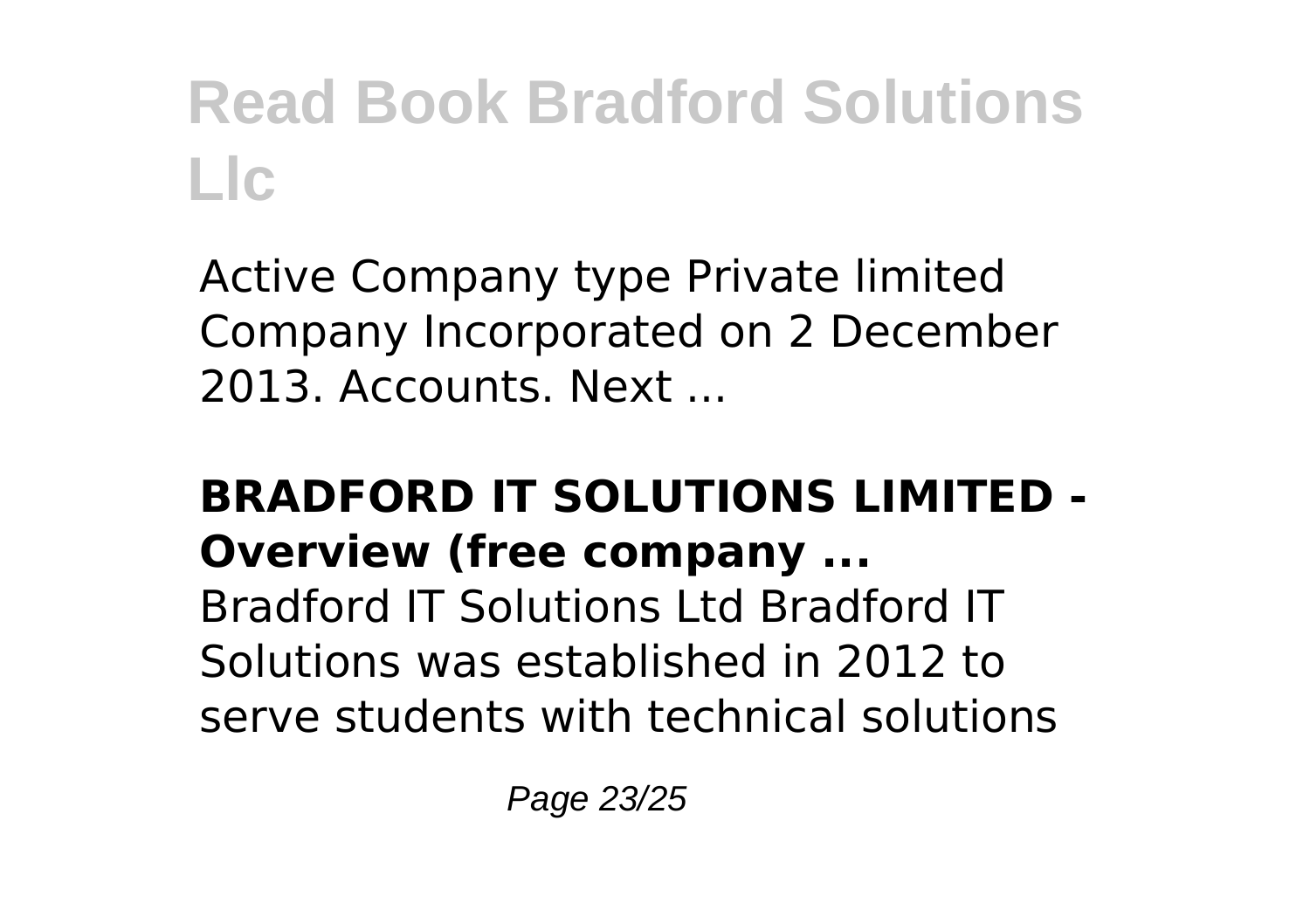Active Company type Private limited Company Incorporated on 2 December 2013. Accounts. Next ...

**BRADFORD IT SOLUTIONS LIMITED - Overview (free company ...**

Bradford IT Solutions Ltd Bradford IT Solutions was established in 2012 to serve students with technical solutions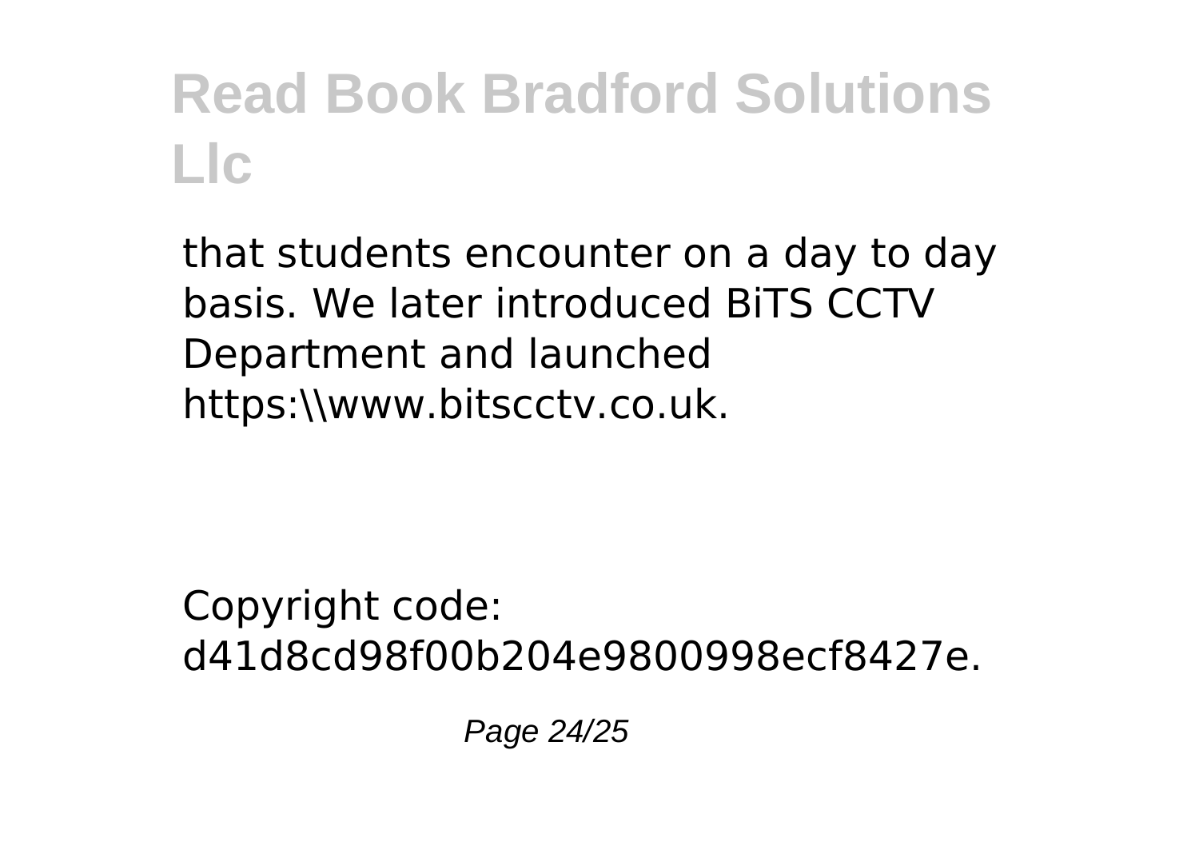that students encounter on a day to day basis. We later introduced BiTS CCTV Department and launched https:\\www.bitscctv.co.uk.

Copyright code: d41d8cd98f00b204e9800998ecf8427e.